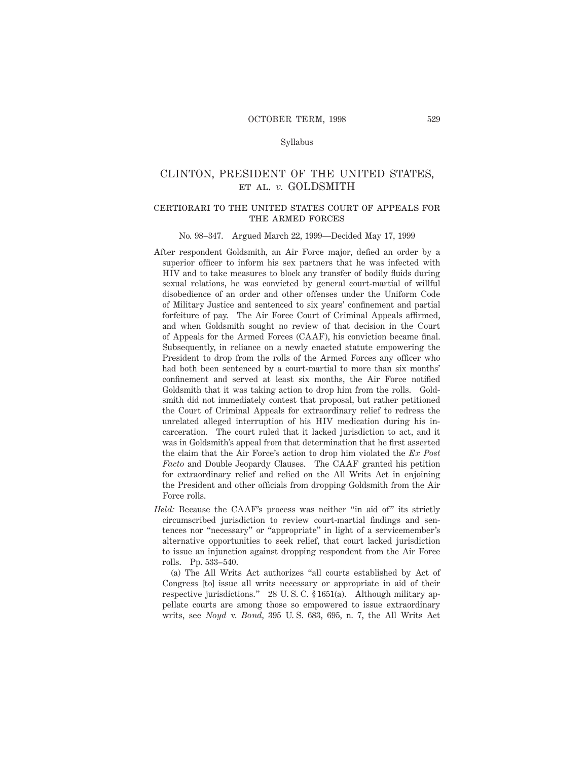# CLINTON, PRESIDENT OF THE UNITED STATES, ET AL. *v.* GOLDSMITH

## CERTIORARI TO THE UNITED STATES COURT OF APPEALS FOR THE ARMED FORCES

No. 98–347. Argued March 22, 1999—Decided May 17, 1999

After respondent Goldsmith, an Air Force major, defied an order by a superior officer to inform his sex partners that he was infected with HIV and to take measures to block any transfer of bodily fluids during sexual relations, he was convicted by general court-martial of willful disobedience of an order and other offenses under the Uniform Code of Military Justice and sentenced to six years' confinement and partial forfeiture of pay. The Air Force Court of Criminal Appeals affirmed, and when Goldsmith sought no review of that decision in the Court of Appeals for the Armed Forces (CAAF), his conviction became final. Subsequently, in reliance on a newly enacted statute empowering the President to drop from the rolls of the Armed Forces any officer who had both been sentenced by a court-martial to more than six months' confinement and served at least six months, the Air Force notified Goldsmith that it was taking action to drop him from the rolls. Goldsmith did not immediately contest that proposal, but rather petitioned the Court of Criminal Appeals for extraordinary relief to redress the unrelated alleged interruption of his HIV medication during his incarceration. The court ruled that it lacked jurisdiction to act, and it was in Goldsmith's appeal from that determination that he first asserted the claim that the Air Force's action to drop him violated the *Ex Post Facto* and Double Jeopardy Clauses. The CAAF granted his petition for extraordinary relief and relied on the All Writs Act in enjoining the President and other officials from dropping Goldsmith from the Air Force rolls.

*Held:* Because the CAAF's process was neither "in aid of" its strictly circumscribed jurisdiction to review court-martial findings and sentences nor "necessary" or "appropriate" in light of a servicemember's alternative opportunities to seek relief, that court lacked jurisdiction to issue an injunction against dropping respondent from the Air Force rolls. Pp. 533–540.

(a) The All Writs Act authorizes "all courts established by Act of Congress [to] issue all writs necessary or appropriate in aid of their respective jurisdictions." 28 U. S. C. § 1651(a). Although military appellate courts are among those so empowered to issue extraordinary writs, see *Noyd* v. *Bond,* 395 U. S. 683, 695, n. 7, the All Writs Act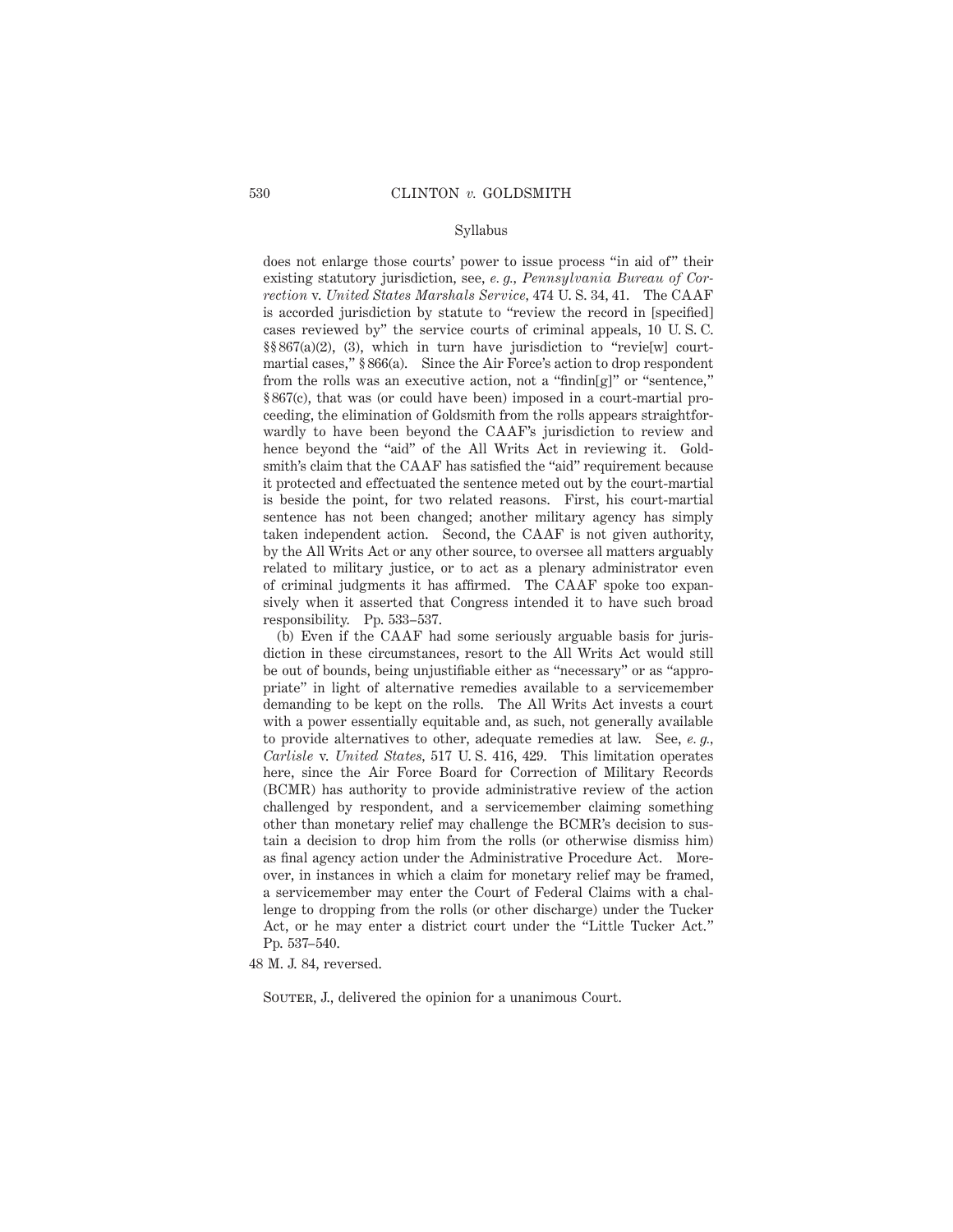does not enlarge those courts' power to issue process "in aid of" their existing statutory jurisdiction, see, *e. g., Pennsylvania Bureau of Correction* v. *United States Marshals Service,* 474 U. S. 34, 41. The CAAF is accorded jurisdiction by statute to "review the record in [specified] cases reviewed by" the service courts of criminal appeals, 10 U. S. C. §§ 867(a)(2), (3), which in turn have jurisdiction to "revie[w] court-martial cases," § 866(a). Since the Air Force's action to drop respondent from the rolls was an executive action, not a "findin[g]" or "sentence," § 867(c), that was (or could have been) imposed in a court-martial proceeding, the elimination of Goldsmith from the rolls appears straightforwardly to have been beyond the CAAF's jurisdiction to review and hence beyond the "aid" of the All Writs Act in reviewing it. Goldsmith's claim that the CAAF has satisfied the "aid" requirement because it protected and effectuated the sentence meted out by the court-martial is beside the point, for two related reasons. First, his court-martial sentence has not been changed; another military agency has simply taken independent action. Second, the CAAF is not given authority, by the All Writs Act or any other source, to oversee all matters arguably related to military justice, or to act as a plenary administrator even of criminal judgments it has affirmed. The CAAF spoke too expansively when it asserted that Congress intended it to have such broad responsibility. Pp. 533–537.

(b) Even if the CAAF had some seriously arguable basis for jurisdiction in these circumstances, resort to the All Writs Act would still be out of bounds, being unjustifiable either as "necessary" or as "appropriate" in light of alternative remedies available to a servicemember demanding to be kept on the rolls. The All Writs Act invests a court with a power essentially equitable and, as such, not generally available to provide alternatives to other, adequate remedies at law. See, *e. g., Carlisle* v. *United States,* 517 U. S. 416, 429. This limitation operates here, since the Air Force Board for Correction of Military Records (BCMR) has authority to provide administrative review of the action challenged by respondent, and a servicemember claiming something other than monetary relief may challenge the BCMR's decision to sustain a decision to drop him from the rolls (or otherwise dismiss him) as final agency action under the Administrative Procedure Act. Moreover, in instances in which a claim for monetary relief may be framed, a servicemember may enter the Court of Federal Claims with a challenge to dropping from the rolls (or other discharge) under the Tucker Act, or he may enter a district court under the "Little Tucker Act." Pp. 537–540.

48 M. J. 84, reversed.

Souter, J., delivered the opinion for a unanimous Court.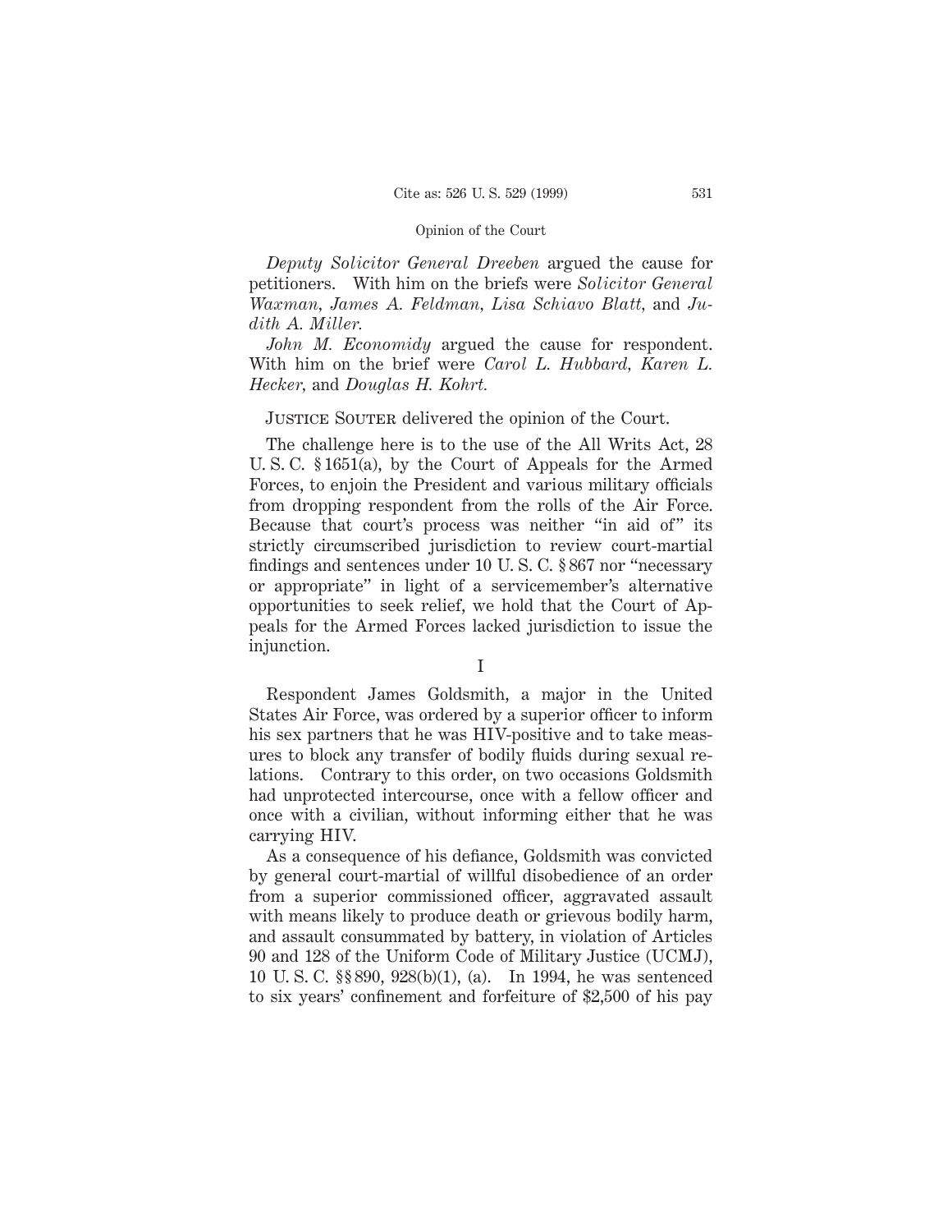*Deputy Solicitor General Dreeben* argued the cause for petitioners. With him on the briefs were *Solicitor General Waxman*, *James A. Feldman*, *Lisa Schiavo Blatt*, and *Judith A. Miller*.

*John M. Economidy* argued the cause for respondent. With him on the brief were *Carol L. Hubbard*, *Karen L. Hecker*, and *Douglas H. Kohrt*.

Justice Souter delivered the opinion of the Court.

The challenge here is to the use of the All Writs Act, 28 U. S. C. § 1651(a), by the Court of Appeals for the Armed Forces, to enjoin the President and various military officials from dropping respondent from the rolls of the Air Force. Because that court's process was neither "in aid of" its strictly circumscribed jurisdiction to review court-martial findings and sentences under 10 U. S. C. § 867 nor "necessary or appropriate" in light of a servicemember's alternative opportunities to seek relief, we hold that the Court of Appeals for the Armed Forces lacked jurisdiction to issue the injunction.

## I

Respondent James Goldsmith, a major in the United States Air Force, was ordered by a superior officer to inform his sex partners that he was HIV-positive and to take measures to block any transfer of bodily fluids during sexual relations. Contrary to this order, on two occasions Goldsmith had unprotected intercourse, once with a fellow officer and once with a civilian, without informing either that he was carrying HIV.

As a consequence of his defiance, Goldsmith was convicted by general court-martial of willful disobedience of an order from a superior commissioned officer, aggravated assault with means likely to produce death or grievous bodily harm, and assault consummated by battery, in violation of Articles 90 and 128 of the Uniform Code of Military Justice (UCMJ), 10 U. S. C. §§ 890, 928(b)(1), (a). In 1994, he was sentenced to six years' confinement and forfeiture of $2,500 of his pay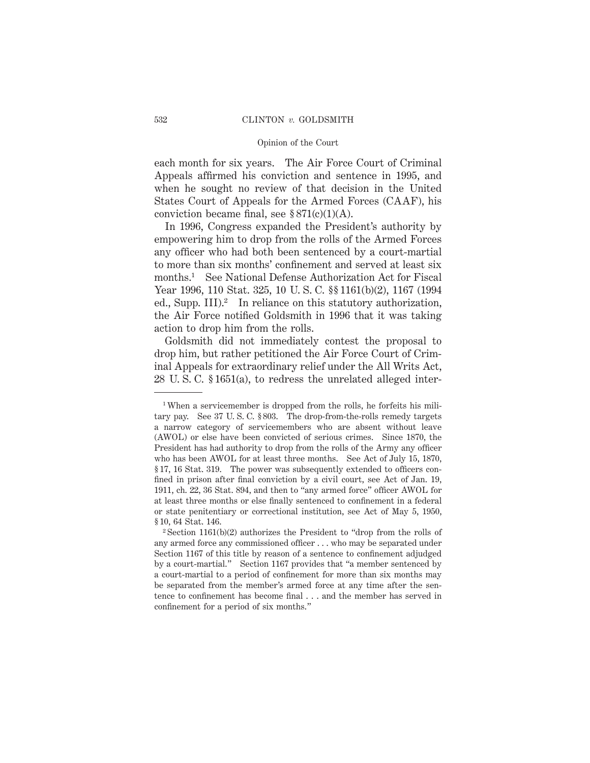each month for six years. The Air Force Court of Criminal Appeals affirmed his conviction and sentence in 1995, and when he sought no review of that decision in the United States Court of Appeals for the Armed Forces (CAAF), his conviction became final, see § 871(c)(1)(A).

In 1996, Congress expanded the President's authority by empowering him to drop from the rolls of the Armed Forces any officer who had both been sentenced by a court-martial to more than six months' confinement and served at least six months.[1] See National Defense Authorization Act for Fiscal Year 1996, 110 Stat. 325, 10 U. S. C. §§ 1161(b)(2), 1167 (1994 ed., Supp. III).[2] In reliance on this statutory authorization, the Air Force notified Goldsmith in 1996 that it was taking action to drop him from the rolls.

Goldsmith did not immediately contest the proposal to drop him, but rather petitioned the Air Force Court of Criminal Appeals for extraordinary relief under the All Writs Act, 28 U. S. C. § 1651(a), to redress the unrelated alleged inter-

---

[1] When a servicemember is dropped from the rolls, he forfeits his military pay. See 37 U. S. C. § 803. The drop-from-the-rolls remedy targets a narrow category of servicemembers who are absent without leave (AWOL) or else have been convicted of serious crimes. Since 1870, the President has had authority to drop from the rolls of the Army any officer who has been AWOL for at least three months. See Act of July 15, 1870, § 17, 16 Stat. 319. The power was subsequently extended to officers confined in prison after final conviction by a civil court, see Act of Jan. 19, 1911, ch. 22, 36 Stat. 894, and then to "any armed force" officer AWOL for at least three months or else finally sentenced to confinement in a federal or state penitentiary or correctional institution, see Act of May 5, 1950, § 10, 64 Stat. 146.

[2] Section 1161(b)(2) authorizes the President to "drop from the rolls of any armed force any commissioned officer . . . who may be separated under Section 1167 of this title by reason of a sentence to confinement adjudged by a court-martial." Section 1167 provides that "a member sentenced by a court-martial to a period of confinement for more than six months may be separated from the member's armed force at any time after the sentence to confinement has become final . . . and the member has served in confinement for a period of six months."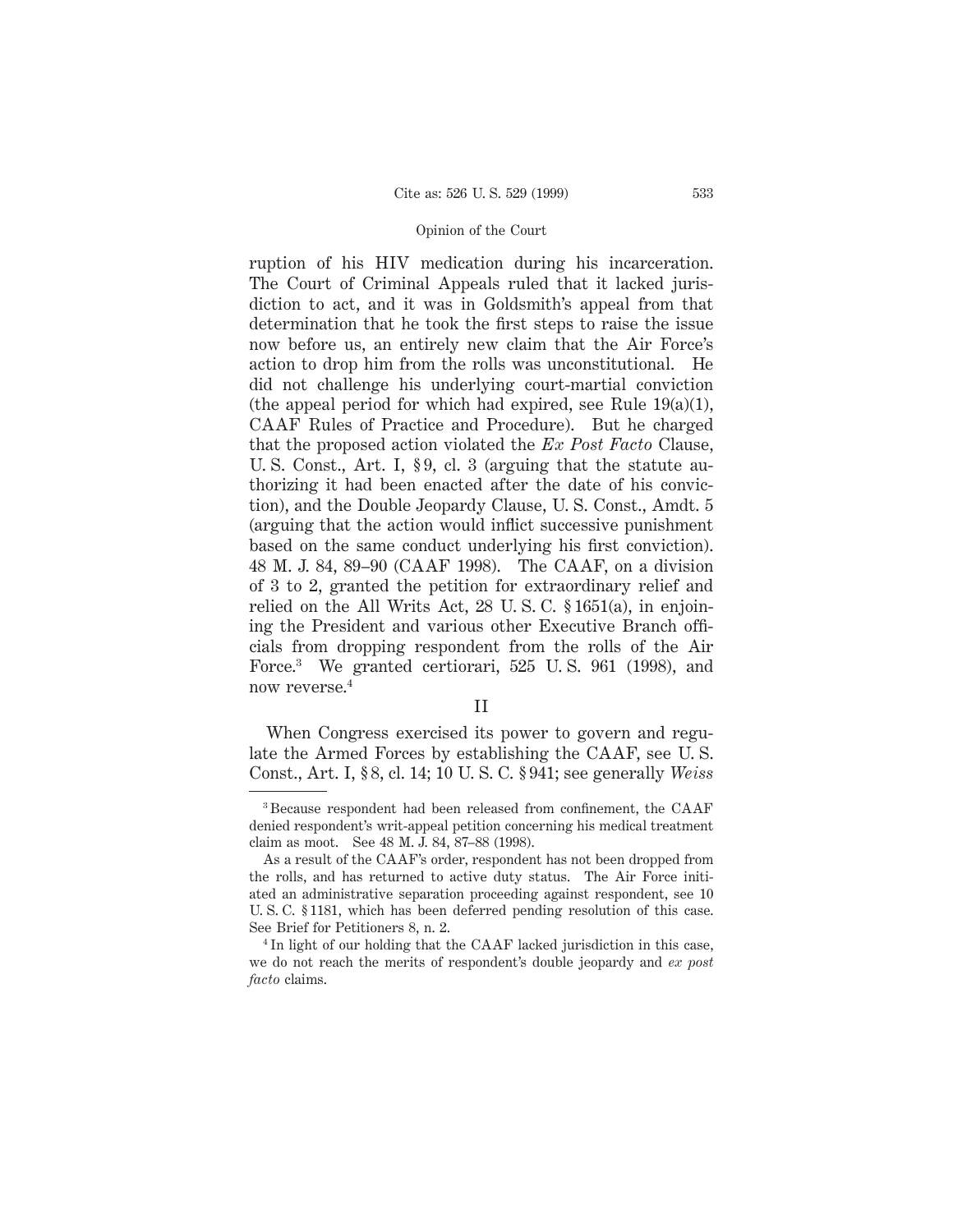ruption of his HIV medication during his incarceration. The Court of Criminal Appeals ruled that it lacked jurisdiction to act, and it was in Goldsmith's appeal from that determination that he took the first steps to raise the issue now before us, an entirely new claim that the Air Force's action to drop him from the rolls was unconstitutional. He did not challenge his underlying court-martial conviction (the appeal period for which had expired, see Rule 19(a)(1), CAAF Rules of Practice and Procedure). But he charged that the proposed action violated the *Ex Post Facto* Clause, U. S. Const., Art. I, § 9, cl. 3 (arguing that the statute authorizing it had been enacted after the date of his conviction), and the Double Jeopardy Clause, U. S. Const., Amdt. 5 (arguing that the action would inflict successive punishment based on the same conduct underlying his first conviction). 48 M. J. 84, 89–90 (CAAF 1998). The CAAF, on a division of 3 to 2, granted the petition for extraordinary relief and relied on the All Writs Act, 28 U. S. C. § 1651(a), in enjoining the President and various other Executive Branch officials from dropping respondent from the rolls of the Air Force.[3] We granted certiorari, 525 U. S. 961 (1998), and now reverse.[4]

## II

When Congress exercised its power to govern and regulate the Armed Forces by establishing the CAAF, see U. S. Const., Art. I, § 8, cl. 14; 10 U. S. C. § 941; see generally *Weiss*

---

[3] Because respondent had been released from confinement, the CAAF denied respondent's writ-appeal petition concerning his medical treatment claim as moot. See 48 M. J. 84, 87–88 (1998).

As a result of the CAAF's order, respondent has not been dropped from the rolls, and has returned to active duty status. The Air Force initiated an administrative separation proceeding against respondent, see 10 U. S. C. § 1181, which has been deferred pending resolution of this case. See Brief for Petitioners 8, n. 2.

[4] In light of our holding that the CAAF lacked jurisdiction in this case, we do not reach the merits of respondent's double jeopardy and *ex post facto* claims.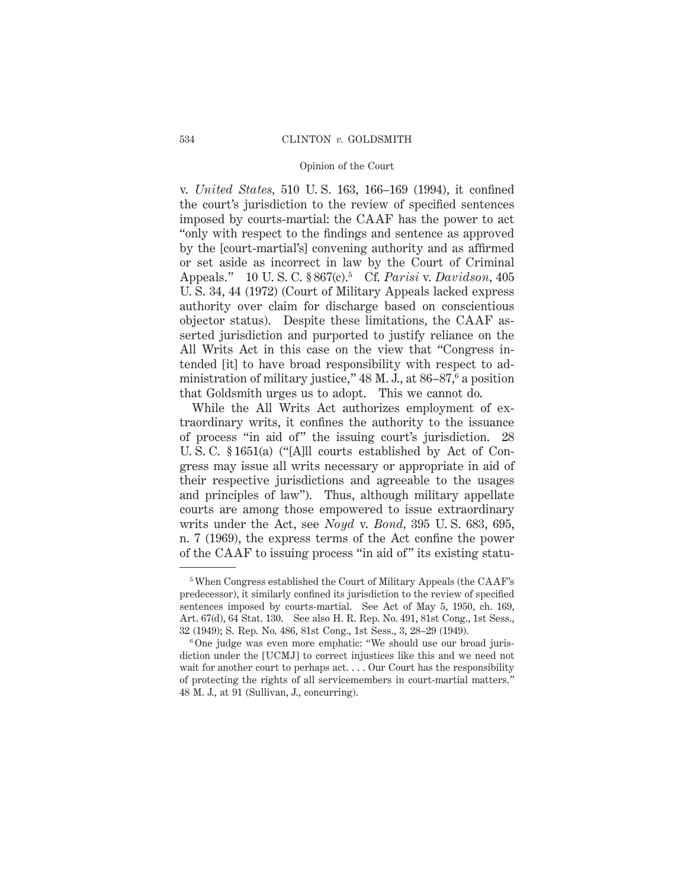v. *United States*, 510 U. S. 163, 166–169 (1994), it confined the court's jurisdiction to the review of specified sentences imposed by courts-martial: the CAAF has the power to act "only with respect to the findings and sentence as approved by the [court-martial's] convening authority and as affirmed or set aside as incorrect in law by the Court of Criminal Appeals." 10 U. S. C. § 867(c).[5] Cf. *Parisi* v. *Davidson*, 405 U. S. 34, 44 (1972) (Court of Military Appeals lacked express authority over claim for discharge based on conscientious objector status). Despite these limitations, the CAAF asserted jurisdiction and purported to justify reliance on the All Writs Act in this case on the view that "Congress intended [it] to have broad responsibility with respect to administration of military justice," 48 M. J., at 86–87,[6] a position that Goldsmith urges us to adopt. This we cannot do.

While the All Writs Act authorizes employment of extraordinary writs, it confines the authority to the issuance of process "in aid of" the issuing court's jurisdiction. 28 U. S. C. § 1651(a) ("[A]ll courts established by Act of Congress may issue all writs necessary or appropriate in aid of their respective jurisdictions and agreeable to the usages and principles of law"). Thus, although military appellate courts are among those empowered to issue extraordinary writs under the Act, see *Noyd* v. *Bond*, 395 U. S. 683, 695, n. 7 (1969), the express terms of the Act confine the power of the CAAF to issuing process "in aid of" its existing statu-

---

[5] When Congress established the Court of Military Appeals (the CAAF's predecessor), it similarly confined its jurisdiction to the review of specified sentences imposed by courts-martial. See Act of May 5, 1950, ch. 169, Art. 67(d), 64 Stat. 130. See also H. R. Rep. No. 491, 81st Cong., 1st Sess., 32 (1949); S. Rep. No. 486, 81st Cong., 1st Sess., 3, 28–29 (1949).

[6] One judge was even more emphatic: "We should use our broad jurisdiction under the [UCMJ] to correct injustices like this and we need not wait for another court to perhaps act. . . . Our Court has the responsibility of protecting the rights of all servicemembers in court-martial matters." 48 M. J., at 91 (Sullivan, J., concurring).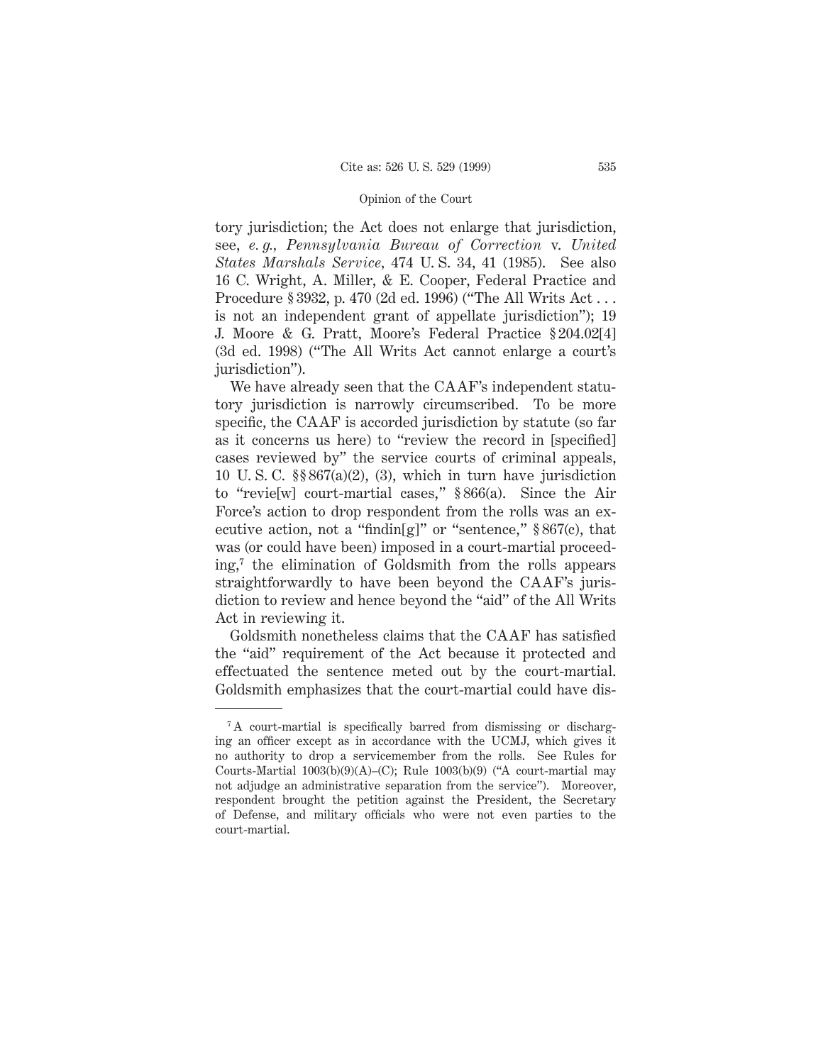tory jurisdiction; the Act does not enlarge that jurisdiction, see, *e. g., Pennsylvania Bureau of Correction* v. *United States Marshals Service*, 474 U. S. 34, 41 (1985). See also 16 C. Wright, A. Miller, & E. Cooper, Federal Practice and Procedure § 3932, p. 470 (2d ed. 1996) ("The All Writs Act . . . is not an independent grant of appellate jurisdiction"); 19 J. Moore & G. Pratt, Moore's Federal Practice § 204.02[4] (3d ed. 1998) ("The All Writs Act cannot enlarge a court's jurisdiction").

We have already seen that the CAAF's independent statutory jurisdiction is narrowly circumscribed. To be more specific, the CAAF is accorded jurisdiction by statute (so far as it concerns us here) to "review the record in [specified] cases reviewed by" the service courts of criminal appeals, 10 U. S. C. §§ 867(a)(2), (3), which in turn have jurisdiction to "revie[w] court-martial cases," § 866(a). Since the Air Force's action to drop respondent from the rolls was an executive action, not a "findin[g]" or "sentence," § 867(c), that was (or could have been) imposed in a court-martial proceeding,[7] the elimination of Goldsmith from the rolls appears straightforwardly to have been beyond the CAAF's jurisdiction to review and hence beyond the "aid" of the All Writs Act in reviewing it.

Goldsmith nonetheless claims that the CAAF has satisfied the "aid" requirement of the Act because it protected and effectuated the sentence meted out by the court-martial. Goldsmith emphasizes that the court-martial could have dis-

---

[7] A court-martial is specifically barred from dismissing or discharging an officer except as in accordance with the UCMJ, which gives it no authority to drop a servicemember from the rolls. See Rules for Courts-Martial 1003(b)(9)(A)–(C); Rule 1003(b)(9) ("A court-martial may not adjudge an administrative separation from the service"). Moreover, respondent brought the petition against the President, the Secretary of Defense, and military officials who were not even parties to the court-martial.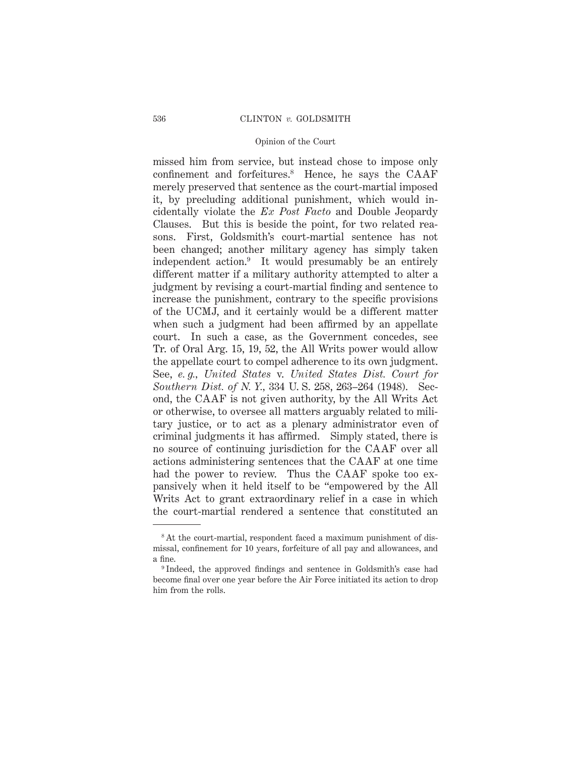missed him from service, but instead chose to impose only confinement and forfeitures.[8] Hence, he says the CAAF merely preserved that sentence as the court-martial imposed it, by precluding additional punishment, which would incidentally violate the *Ex Post Facto* and Double Jeopardy Clauses. But this is beside the point, for two related reasons. First, Goldsmith's court-martial sentence has not been changed; another military agency has simply taken independent action.[9] It would presumably be an entirely different matter if a military authority attempted to alter a judgment by revising a court-martial finding and sentence to increase the punishment, contrary to the specific provisions of the UCMJ, and it certainly would be a different matter when such a judgment had been affirmed by an appellate court. In such a case, as the Government concedes, see Tr. of Oral Arg. 15, 19, 52, the All Writs power would allow the appellate court to compel adherence to its own judgment. See, *e. g.*, *United States* v. *United States Dist. Court for Southern Dist. of N. Y.*, 334 U. S. 258, 263–264 (1948). Second, the CAAF is not given authority, by the All Writs Act or otherwise, to oversee all matters arguably related to military justice, or to act as a plenary administrator even of criminal judgments it has affirmed. Simply stated, there is no source of continuing jurisdiction for the CAAF over all actions administering sentences that the CAAF at one time had the power to review. Thus the CAAF spoke too expansively when it held itself to be "empowered by the All Writs Act to grant extraordinary relief in a case in which the court-martial rendered a sentence that constituted an

---

[8] At the court-martial, respondent faced a maximum punishment of dismissal, confinement for 10 years, forfeiture of all pay and allowances, and a fine.

[9] Indeed, the approved findings and sentence in Goldsmith's case had become final over one year before the Air Force initiated its action to drop him from the rolls.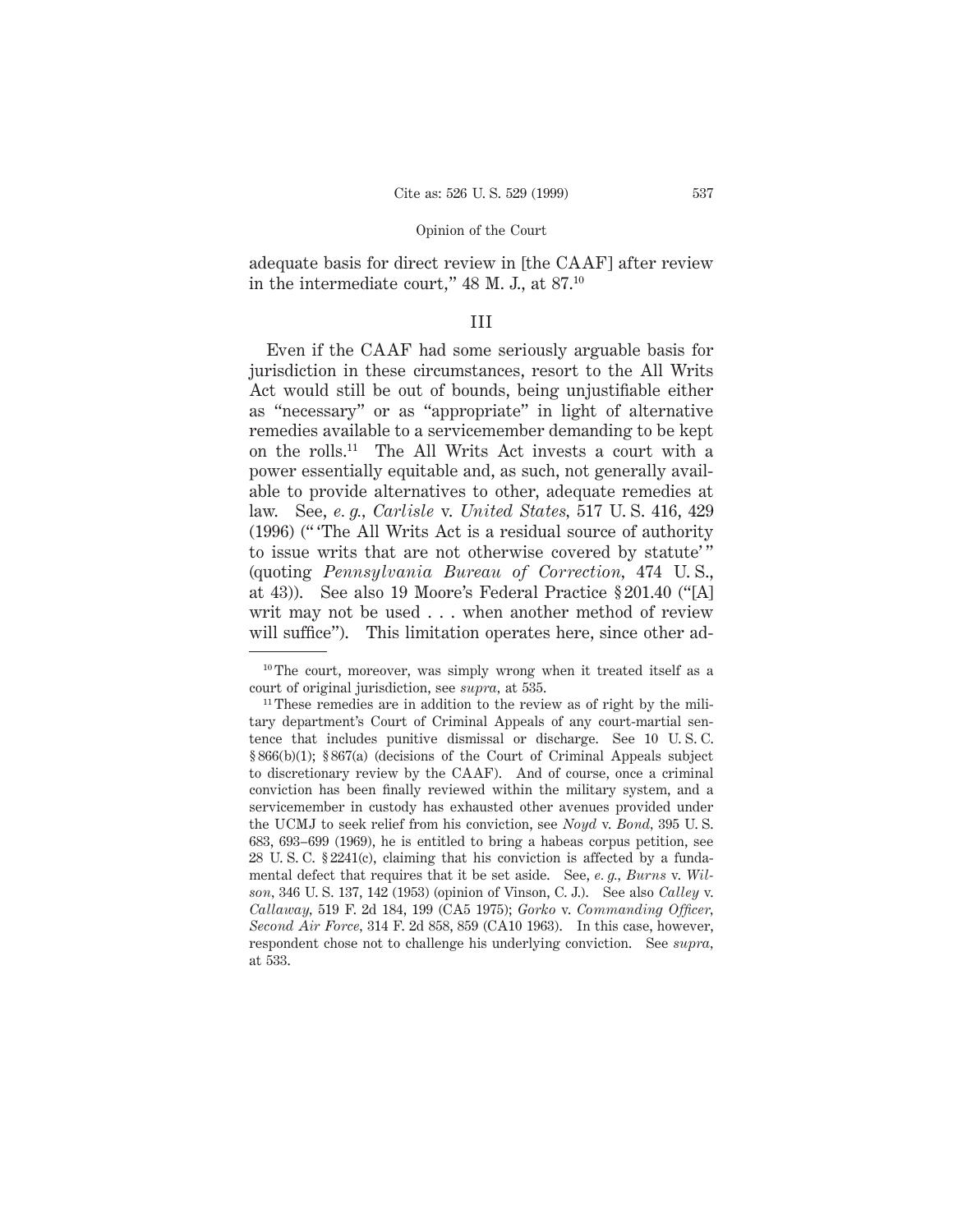adequate basis for direct review in [the CAAF] after review in the intermediate court," 48 M. J., at 87.[10]

## III

Even if the CAAF had some seriously arguable basis for jurisdiction in these circumstances, resort to the All Writs Act would still be out of bounds, being unjustifiable either as "necessary" or as "appropriate" in light of alternative remedies available to a servicemember demanding to be kept on the rolls.[11] The All Writs Act invests a court with a power essentially equitable and, as such, not generally available to provide alternatives to other, adequate remedies at law. See, *e. g., Carlisle* v. *United States*, 517 U. S. 416, 429 (1996) ("'The All Writs Act is a residual source of authority to issue writs that are not otherwise covered by statute'" (quoting *Pennsylvania Bureau of Correction*, 474 U. S., at 43)). See also 19 Moore's Federal Practice § 201.40 ("[A] writ may not be used . . . when another method of review will suffice"). This limitation operates here, since other ad-

---

[10] The court, moreover, was simply wrong when it treated itself as a court of original jurisdiction, see *supra*, at 535.

[11] These remedies are in addition to the review as of right by the military department's Court of Criminal Appeals of any court-martial sentence that includes punitive dismissal or discharge. See 10 U. S. C. § 866(b)(1); § 867(a) (decisions of the Court of Criminal Appeals subject to discretionary review by the CAAF). And of course, once a criminal conviction has been finally reviewed within the military system, and a servicemember in custody has exhausted other avenues provided under the UCMJ to seek relief from his conviction, see *Noyd* v. *Bond*, 395 U. S. 683, 693–699 (1969), he is entitled to bring a habeas corpus petition, see 28 U. S. C. § 2241(c), claiming that his conviction is affected by a fundamental defect that requires that it be set aside. See, *e. g., Burns* v. *Wilson*, 346 U. S. 137, 142 (1953) (opinion of Vinson, C. J.). See also *Calley* v. *Callaway*, 519 F. 2d 184, 199 (CA5 1975); *Gorko* v. *Commanding Officer, Second Air Force*, 314 F. 2d 858, 859 (CA10 1963). In this case, however, respondent chose not to challenge his underlying conviction. See *supra*, at 533.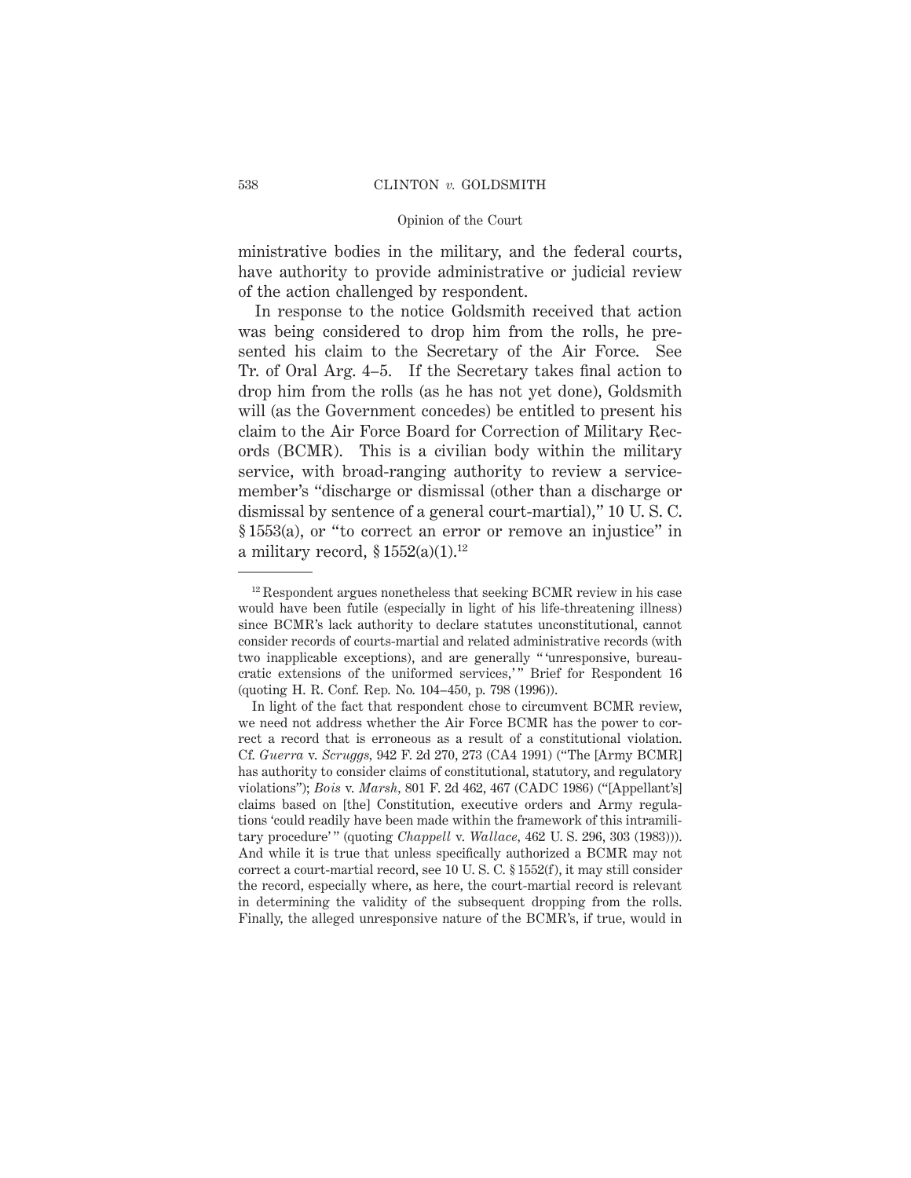ministrative bodies in the military, and the federal courts, have authority to provide administrative or judicial review of the action challenged by respondent.

In response to the notice Goldsmith received that action was being considered to drop him from the rolls, he presented his claim to the Secretary of the Air Force. See Tr. of Oral Arg. 4–5. If the Secretary takes final action to drop him from the rolls (as he has not yet done), Goldsmith will (as the Government concedes) be entitled to present his claim to the Air Force Board for Correction of Military Records (BCMR). This is a civilian body within the military service, with broad-ranging authority to review a servicemember's "discharge or dismissal (other than a discharge or dismissal by sentence of a general court-martial)," 10 U. S. C. § 1553(a), or "to correct an error or remove an injustice" in a military record, § 1552(a)(1).[12]

---

[12] Respondent argues nonetheless that seeking BCMR review in his case would have been futile (especially in light of his life-threatening illness) since BCMR's lack authority to declare statutes unconstitutional, cannot consider records of courts-martial and related administrative records (with two inapplicable exceptions), and are generally " 'unresponsive, bureaucratic extensions of the uniformed services,' " Brief for Respondent 16 (quoting H. R. Conf. Rep. No. 104–450, p. 798 (1996)).

In light of the fact that respondent chose to circumvent BCMR review, we need not address whether the Air Force BCMR has the power to correct a record that is erroneous as a result of a constitutional violation. Cf. *Guerra* v. *Scruggs*, 942 F. 2d 270, 273 (CA4 1991) ("The [Army BCMR] has authority to consider claims of constitutional, statutory, and regulatory violations"); *Bois* v. *Marsh*, 801 F. 2d 462, 467 (CADC 1986) ("[Appellant's] claims based on [the] Constitution, executive orders and Army regulations 'could readily have been made within the framework of this intramilitary procedure' " (quoting *Chappell* v. *Wallace*, 462 U. S. 296, 303 (1983))). And while it is true that unless specifically authorized a BCMR may not correct a court-martial record, see 10 U. S. C. § 1552(f), it may still consider the record, especially where, as here, the court-martial record is relevant in determining the validity of the subsequent dropping from the rolls. Finally, the alleged unresponsive nature of the BCMR's, if true, would in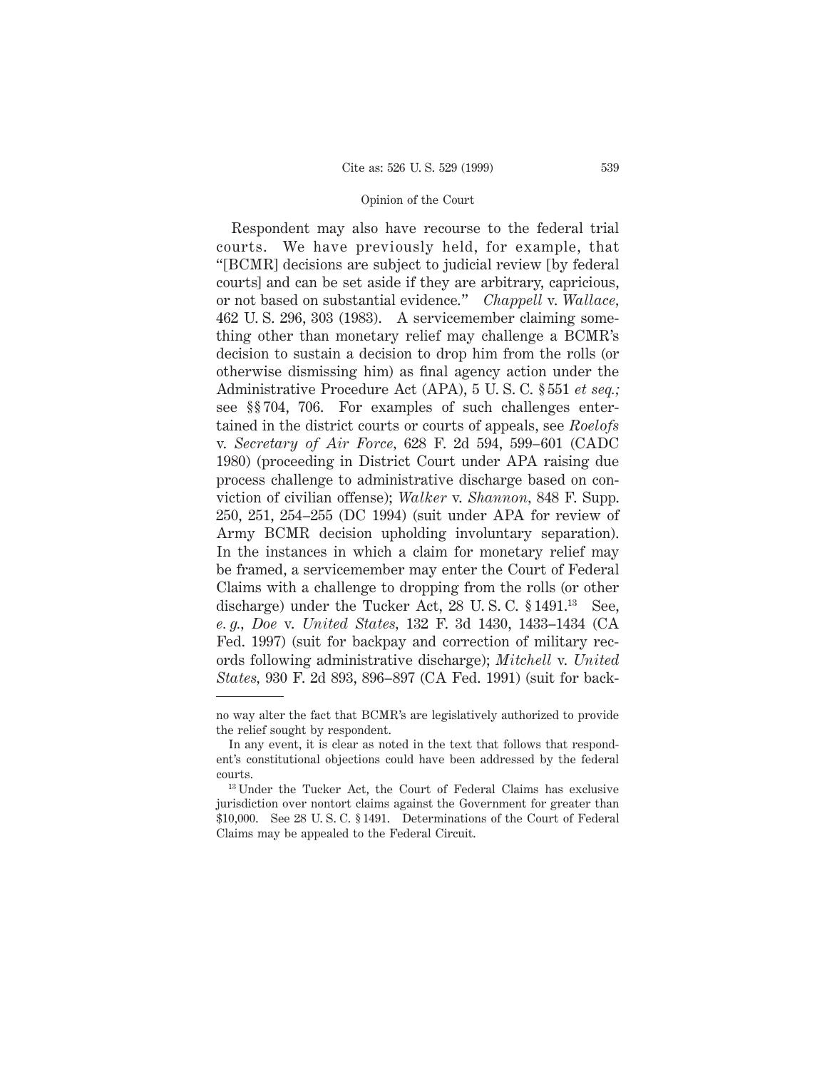Respondent may also have recourse to the federal trial courts. We have previously held, for example, that "[BCMR] decisions are subject to judicial review [by federal courts] and can be set aside if they are arbitrary, capricious, or not based on substantial evidence." *Chappell* v. *Wallace*, 462 U. S. 296, 303 (1983). A servicemember claiming something other than monetary relief may challenge a BCMR's decision to sustain a decision to drop him from the rolls (or otherwise dismissing him) as final agency action under the Administrative Procedure Act (APA), 5 U. S. C. § 551 *et seq.;* see §§ 704, 706. For examples of such challenges entertained in the district courts or courts of appeals, see *Roelofs* v. *Secretary of Air Force*, 628 F. 2d 594, 599–601 (CADC 1980) (proceeding in District Court under APA raising due process challenge to administrative discharge based on conviction of civilian offense); *Walker* v. *Shannon*, 848 F. Supp. 250, 251, 254–255 (DC 1994) (suit under APA for review of Army BCMR decision upholding involuntary separation). In the instances in which a claim for monetary relief may be framed, a servicemember may enter the Court of Federal Claims with a challenge to dropping from the rolls (or other discharge) under the Tucker Act, 28 U. S. C. § 1491.[13] See, *e. g., Doe* v. *United States*, 132 F. 3d 1430, 1433–1434 (CA Fed. 1997) (suit for backpay and correction of military records following administrative discharge); *Mitchell* v. *United States*, 930 F. 2d 893, 896–897 (CA Fed. 1991) (suit for back-

---

no way alter the fact that BCMR's are legislatively authorized to provide the relief sought by respondent.

In any event, it is clear as noted in the text that follows that respondent's constitutional objections could have been addressed by the federal courts.

[13] Under the Tucker Act, the Court of Federal Claims has exclusive jurisdiction over nontort claims against the Government for greater than $10,000. See 28 U. S. C. § 1491. Determinations of the Court of Federal Claims may be appealed to the Federal Circuit.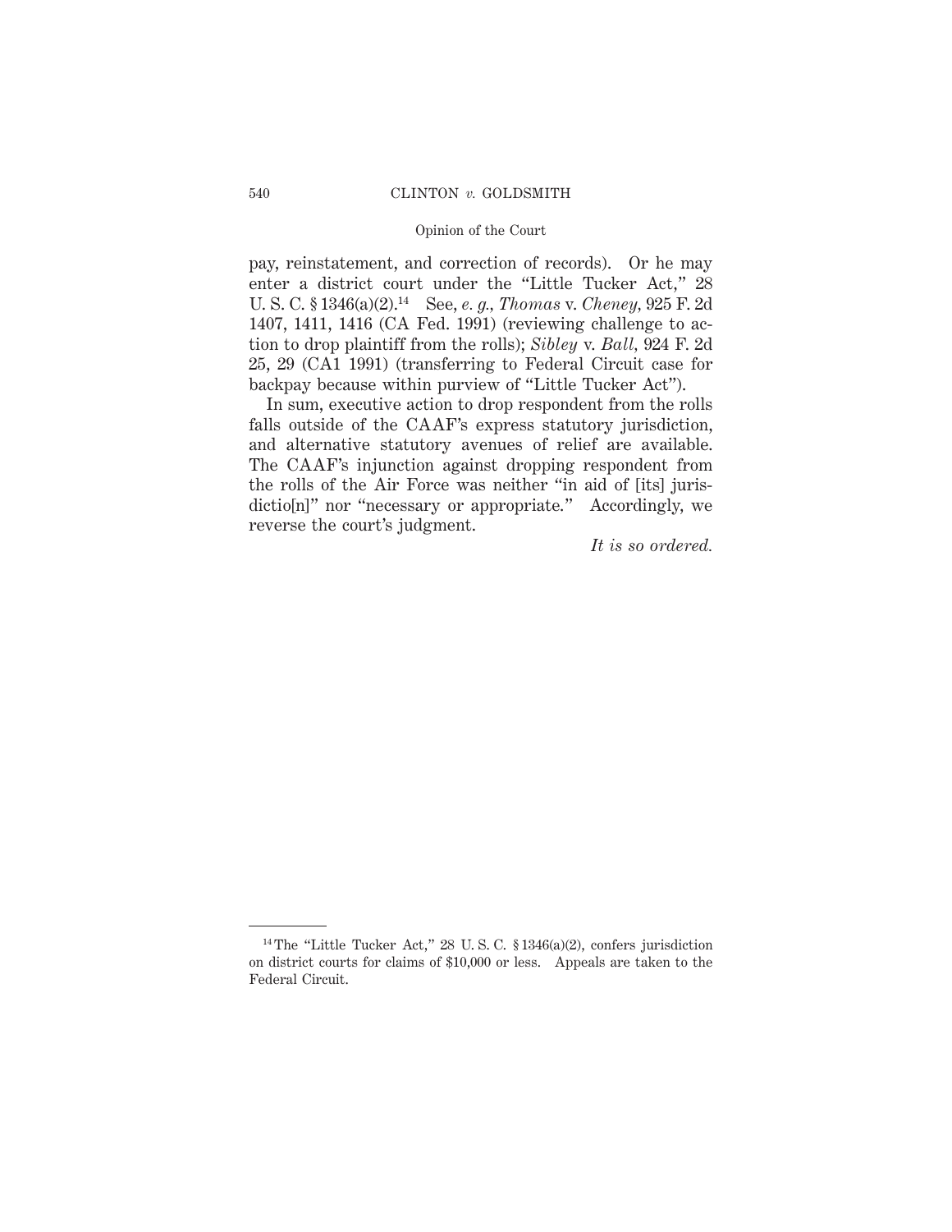pay, reinstatement, and correction of records). Or he may enter a district court under the "Little Tucker Act," 28 U. S. C. § 1346(a)(2).[14] See, *e. g., Thomas* v. *Cheney*, 925 F. 2d 1407, 1411, 1416 (CA Fed. 1991) (reviewing challenge to action to drop plaintiff from the rolls); *Sibley* v. *Ball*, 924 F. 2d 25, 29 (CA1 1991) (transferring to Federal Circuit case for backpay because within purview of "Little Tucker Act").

In sum, executive action to drop respondent from the rolls falls outside of the CAAF's express statutory jurisdiction, and alternative statutory avenues of relief are available. The CAAF's injunction against dropping respondent from the rolls of the Air Force was neither "in aid of [its] jurisdictio[n]" nor "necessary or appropriate." Accordingly, we reverse the court's judgment.

*It is so ordered.*

[14] The "Little Tucker Act," 28 U. S. C. § 1346(a)(2), confers jurisdiction on district courts for claims of $10,000 or less. Appeals are taken to the Federal Circuit.